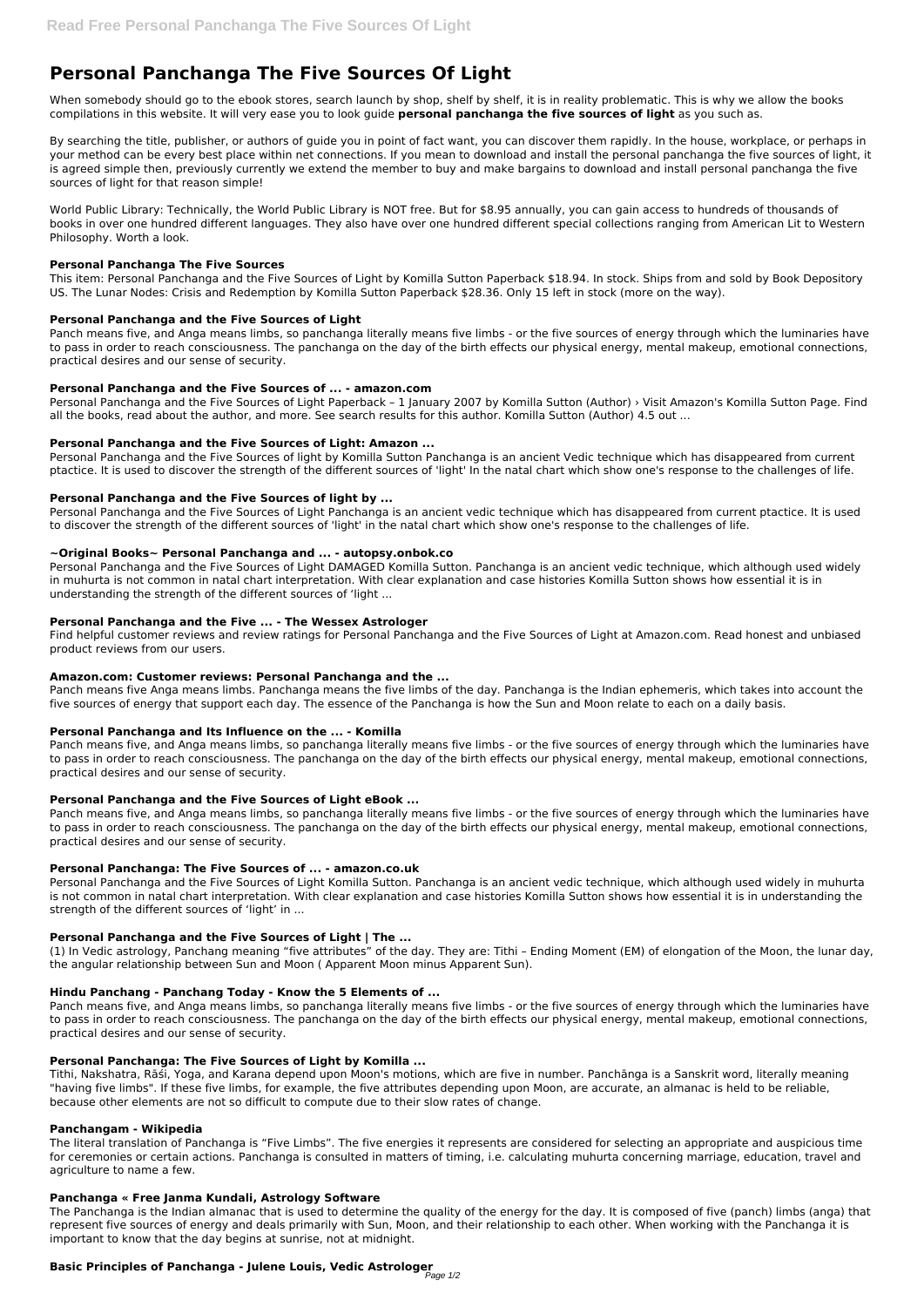# Personal Panchanga The Five Sources Of Light

When somebody should go to the ebook stores, search launch by shop, shelf by shelf, it is in reality problematic. This is why we allow the books compilations in this website. It will very ease you to look guide **personal panchanga the five sources of light** as you such as.

By searching the title, publisher, or authors of guide you in point of fact want, you can discover them rapidly. In the house, workplace, or perhaps in your method can be every best place within net connections. If you mean to download and install the personal panchanga the five sources of light, it is agreed simple then, previously currently we extend the member to buy and make bargains to download and install personal panchanga the five sources of light for that reason simple!

World Public Library: Technically, the World Public Library is NOT free. But for $8.95 annually, you can gain access to hundreds of thousands of books in over one hundred different languages. They also have over one hundred different special collections ranging from American Lit to Western Philosophy. Worth a look.

### Personal Panchanga The Five Sources

This item: Personal Panchanga and the Five Sources of Light by Komilla Sutton Paperback $18.94. In stock. Ships from and sold by Book Depository US. The Lunar Nodes: Crisis and Redemption by Komilla Sutton Paperback $28.36. Only 15 left in stock (more on the way).

### Personal Panchanga and the Five Sources of Light

Panch means five, and Anga means limbs, so panchanga literally means five limbs - or the five sources of energy through which the luminaries have to pass in order to reach consciousness. The panchanga on the day of the birth effects our physical energy, mental makeup, emotional connections, practical desires and our sense of security.

### Personal Panchanga and the Five Sources of ... - amazon.com

Personal Panchanga and the Five Sources of Light Paperback – 1 January 2007 by Komilla Sutton (Author) › Visit Amazon's Komilla Sutton Page. Find all the books, read about the author, and more. See search results for this author. Komilla Sutton (Author) 4.5 out ...

### Personal Panchanga and the Five Sources of Light: Amazon ...

Personal Panchanga and the Five Sources of light by Komilla Sutton Panchanga is an ancient Vedic technique which has disappeared from current ptactice. It is used to discover the strength of the different sources of 'light' In the natal chart which show one's response to the challenges of life.

### Personal Panchanga and the Five Sources of light by ...

Personal Panchanga and the Five Sources of Light Panchanga is an ancient vedic technique which has disappeared from current ptactice. It is used to discover the strength of the different sources of 'light' in the natal chart which show one's response to the challenges of life.

### ~Original Books~ Personal Panchanga and ... - autopsy.onbok.co

Personal Panchanga and the Five Sources of Light DAMAGED Komilla Sutton. Panchanga is an ancient vedic technique, which although used widely in muhurta is not common in natal chart interpretation. With clear explanation and case histories Komilla Sutton shows how essential it is in understanding the strength of the different sources of 'light ...

### Personal Panchanga and the Five ... - The Wessex Astrologer

Find helpful customer reviews and review ratings for Personal Panchanga and the Five Sources of Light at Amazon.com. Read honest and unbiased product reviews from our users.

### Amazon.com: Customer reviews: Personal Panchanga and the ...

Panch means five Anga means limbs. Panchanga means the five limbs of the day. Panchanga is the Indian ephemeris, which takes into account the five sources of energy that support each day. The essence of the Panchanga is how the Sun and Moon relate to each on a daily basis.

### Personal Panchanga and Its Influence on the ... - Komilla

Panch means five, and Anga means limbs, so panchanga literally means five limbs - or the five sources of energy through which the luminaries have to pass in order to reach consciousness. The panchanga on the day of the birth effects our physical energy, mental makeup, emotional connections, practical desires and our sense of security.

### Personal Panchanga and the Five Sources of Light eBook ...

Panch means five, and Anga means limbs, so panchanga literally means five limbs - or the five sources of energy through which the luminaries have to pass in order to reach consciousness. The panchanga on the day of the birth effects our physical energy, mental makeup, emotional connections, practical desires and our sense of security.

### Personal Panchanga: The Five Sources of ... - amazon.co.uk

Personal Panchanga and the Five Sources of Light Komilla Sutton. Panchanga is an ancient vedic technique, which although used widely in muhurta is not common in natal chart interpretation. With clear explanation and case histories Komilla Sutton shows how essential it is in understanding the strength of the different sources of 'light' in ...

### Personal Panchanga and the Five Sources of Light | The ...

(1) In Vedic astrology, Panchang meaning "five attributes" of the day. They are: Tithi – Ending Moment (EM) of elongation of the Moon, the lunar day, the angular relationship between Sun and Moon ( Apparent Moon minus Apparent Sun).

### Hindu Panchang - Panchang Today - Know the 5 Elements of ...

Panch means five, and Anga means limbs, so panchanga literally means five limbs - or the five sources of energy through which the luminaries have to pass in order to reach consciousness. The panchanga on the day of the birth effects our physical energy, mental makeup, emotional connections, practical desires and our sense of security.

### Personal Panchanga: The Five Sources of Light by Komilla ...

Tithi, Nakshatra, Rāśi, Yoga, and Karana depend upon Moon's motions, which are five in number. Panchānga is a Sanskrit word, literally meaning "having five limbs". If these five limbs, for example, the five attributes depending upon Moon, are accurate, an almanac is held to be reliable, because other elements are not so difficult to compute due to their slow rates of change.

### Panchangam - Wikipedia

The literal translation of Panchanga is "Five Limbs". The five energies it represents are considered for selecting an appropriate and auspicious time for ceremonies or certain actions. Panchanga is consulted in matters of timing, i.e. calculating muhurta concerning marriage, education, travel and agriculture to name a few.

### Panchanga « Free Janma Kundali, Astrology Software

The Panchanga is the Indian almanac that is used to determine the quality of the energy for the day. It is composed of five (panch) limbs (anga) that represent five sources of energy and deals primarily with Sun, Moon, and their relationship to each other. When working with the Panchanga it is important to know that the day begins at sunrise, not at midnight.

### Basic Principles of Panchanga - Julene Louis, Vedic Astrologer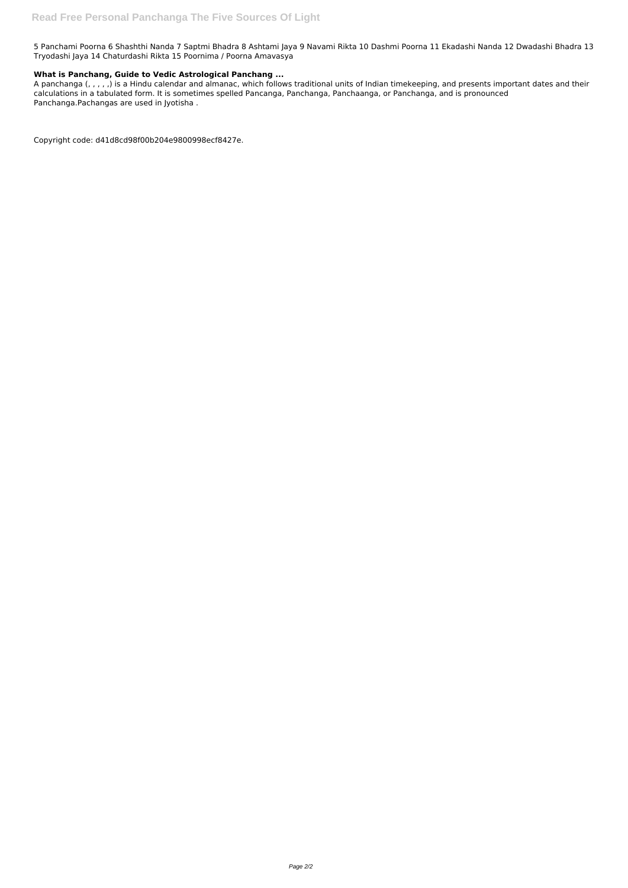5 Panchami Poorna 6 Shashthi Nanda 7 Saptmi Bhadra 8 Ashtami Jaya 9 Navami Rikta 10 Dashmi Poorna 11 Ekadashi Nanda 12 Dwadashi Bhadra 13 Tryodashi Jaya 14 Chaturdashi Rikta 15 Poornima / Poorna Amavasya

**What is Panchang, Guide to Vedic Astrological Panchang ...**

A panchanga (, , , , ,) is a Hindu calendar and almanac, which follows traditional units of Indian timekeeping, and presents important dates and their calculations in a tabulated form. It is sometimes spelled Pancanga, Panchanga, Panchaanga, or Panchanga, and is pronounced Panchanga.Pachangas are used in Jyotisha .

Copyright code: d41d8cd98f00b204e9800998ecf8427e.